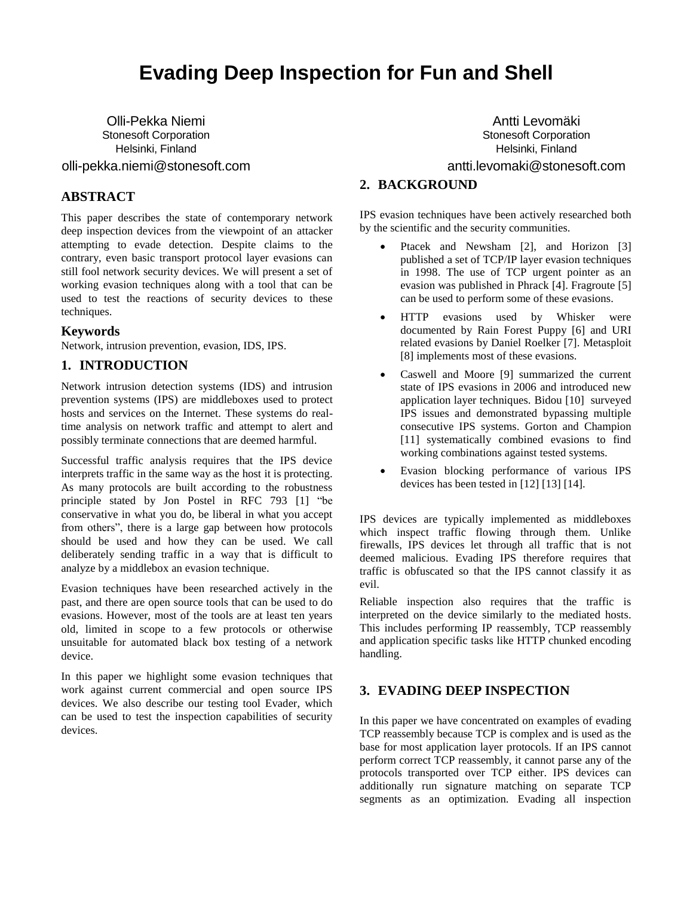# Evading Deep Inspection for Fun and Shell

Olli-Pekka Niemi
Stonesoft Corporation
Helsinki, Finland
olli-pekka.niemi@stonesoft.com

Antti Levomäki
Stonesoft Corporation
Helsinki, Finland
antti.levomaki@stonesoft.com

## ABSTRACT

This paper describes the state of contemporary network deep inspection devices from the viewpoint of an attacker attempting to evade detection. Despite claims to the contrary, even basic transport protocol layer evasions can still fool network security devices. We will present a set of working evasion techniques along with a tool that can be used to test the reactions of security devices to these techniques.

### Keywords

Network, intrusion prevention, evasion, IDS, IPS.

## 1. INTRODUCTION

Network intrusion detection systems (IDS) and intrusion prevention systems (IPS) are middleboxes used to protect hosts and services on the Internet. These systems do real-time analysis on network traffic and attempt to alert and possibly terminate connections that are deemed harmful.

Successful traffic analysis requires that the IPS device interprets traffic in the same way as the host it is protecting. As many protocols are built according to the robustness principle stated by Jon Postel in RFC 793 [1] "be conservative in what you do, be liberal in what you accept from others", there is a large gap between how protocols should be used and how they can be used. We call deliberately sending traffic in a way that is difficult to analyze by a middlebox an evasion technique.

Evasion techniques have been researched actively in the past, and there are open source tools that can be used to do evasions. However, most of the tools are at least ten years old, limited in scope to a few protocols or otherwise unsuitable for automated black box testing of a network device.

In this paper we highlight some evasion techniques that work against current commercial and open source IPS devices. We also describe our testing tool Evader, which can be used to test the inspection capabilities of security devices.

## 2. BACKGROUND

IPS evasion techniques have been actively researched both by the scientific and the security communities.

- Ptacek and Newsham [2], and Horizon [3] published a set of TCP/IP layer evasion techniques in 1998. The use of TCP urgent pointer as an evasion was published in Phrack [4]. Fragroute [5] can be used to perform some of these evasions.
- HTTP evasions used by Whisker were documented by Rain Forest Puppy [6] and URI related evasions by Daniel Roelker [7]. Metasploit [8] implements most of these evasions.
- Caswell and Moore [9] summarized the current state of IPS evasions in 2006 and introduced new application layer techniques. Bidou [10] surveyed IPS issues and demonstrated bypassing multiple consecutive IPS systems. Gorton and Champion [11] systematically combined evasions to find working combinations against tested systems.
- Evasion blocking performance of various IPS devices has been tested in [12] [13] [14].

IPS devices are typically implemented as middleboxes which inspect traffic flowing through them. Unlike firewalls, IPS devices let through all traffic that is not deemed malicious. Evading IPS therefore requires that traffic is obfuscated so that the IPS cannot classify it as evil.

Reliable inspection also requires that the traffic is interpreted on the device similarly to the mediated hosts. This includes performing IP reassembly, TCP reassembly and application specific tasks like HTTP chunked encoding handling.

## 3. EVADING DEEP INSPECTION

In this paper we have concentrated on examples of evading TCP reassembly because TCP is complex and is used as the base for most application layer protocols. If an IPS cannot perform correct TCP reassembly, it cannot parse any of the protocols transported over TCP either. IPS devices can additionally run signature matching on separate TCP segments as an optimization. Evading all inspection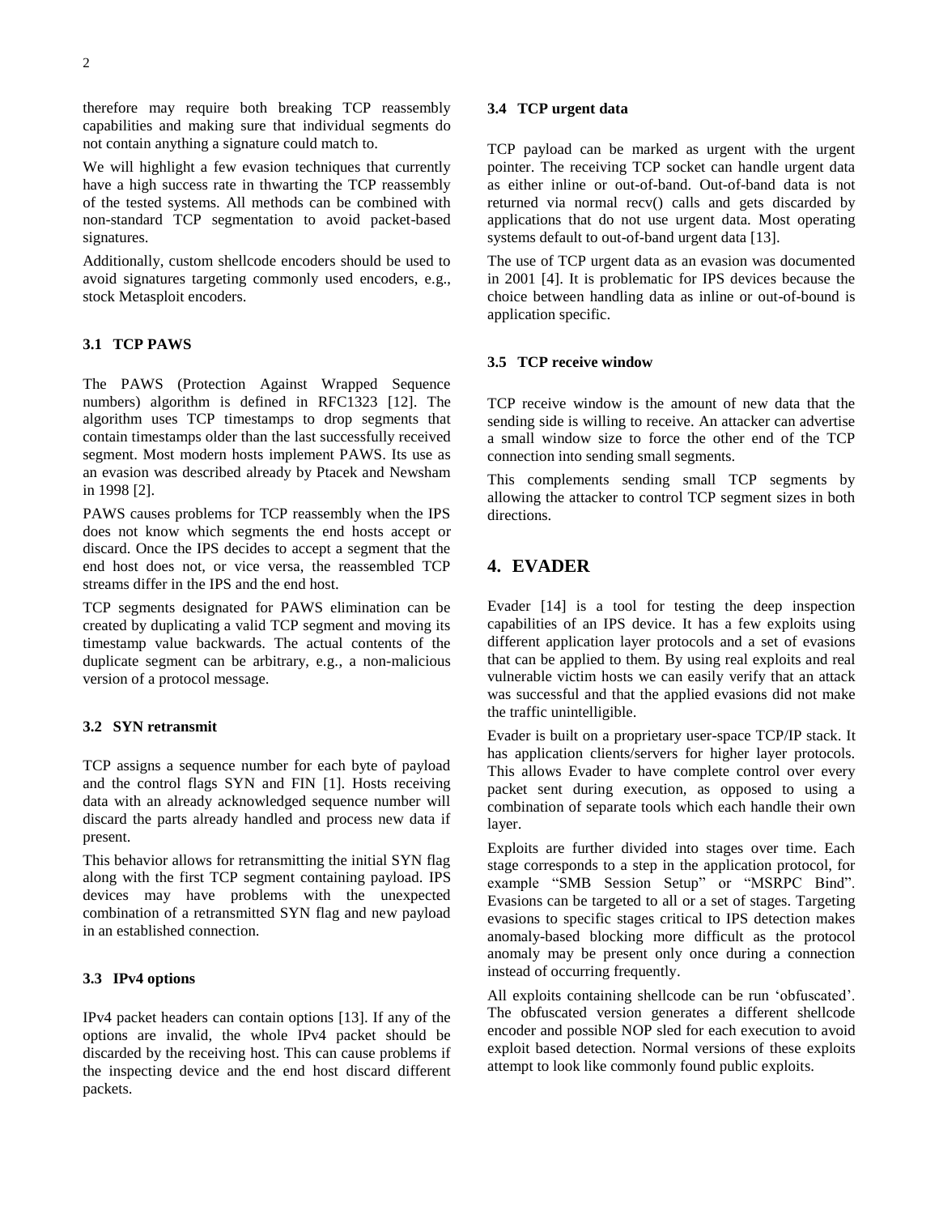therefore may require both breaking TCP reassembly capabilities and making sure that individual segments do not contain anything a signature could match to.

We will highlight a few evasion techniques that currently have a high success rate in thwarting the TCP reassembly of the tested systems. All methods can be combined with non-standard TCP segmentation to avoid packet-based signatures.

Additionally, custom shellcode encoders should be used to avoid signatures targeting commonly used encoders, e.g., stock Metasploit encoders.

### 3.1 TCP PAWS

The PAWS (Protection Against Wrapped Sequence numbers) algorithm is defined in RFC1323 [12]. The algorithm uses TCP timestamps to drop segments that contain timestamps older than the last successfully received segment. Most modern hosts implement PAWS. Its use as an evasion was described already by Ptacek and Newsham in 1998 [2].

PAWS causes problems for TCP reassembly when the IPS does not know which segments the end hosts accept or discard. Once the IPS decides to accept a segment that the end host does not, or vice versa, the reassembled TCP streams differ in the IPS and the end host.

TCP segments designated for PAWS elimination can be created by duplicating a valid TCP segment and moving its timestamp value backwards. The actual contents of the duplicate segment can be arbitrary, e.g., a non-malicious version of a protocol message.

### 3.2 SYN retransmit

TCP assigns a sequence number for each byte of payload and the control flags SYN and FIN [1]. Hosts receiving data with an already acknowledged sequence number will discard the parts already handled and process new data if present.

This behavior allows for retransmitting the initial SYN flag along with the first TCP segment containing payload. IPS devices may have problems with the unexpected combination of a retransmitted SYN flag and new payload in an established connection.

### 3.3 IPv4 options

IPv4 packet headers can contain options [13]. If any of the options are invalid, the whole IPv4 packet should be discarded by the receiving host. This can cause problems if the inspecting device and the end host discard different packets.

### 3.4 TCP urgent data

TCP payload can be marked as urgent with the urgent pointer. The receiving TCP socket can handle urgent data as either inline or out-of-band. Out-of-band data is not returned via normal recv() calls and gets discarded by applications that do not use urgent data. Most operating systems default to out-of-band urgent data [13].

The use of TCP urgent data as an evasion was documented in 2001 [4]. It is problematic for IPS devices because the choice between handling data as inline or out-of-bound is application specific.

### 3.5 TCP receive window

TCP receive window is the amount of new data that the sending side is willing to receive. An attacker can advertise a small window size to force the other end of the TCP connection into sending small segments.

This complements sending small TCP segments by allowing the attacker to control TCP segment sizes in both directions.

## 4. EVADER

Evader [14] is a tool for testing the deep inspection capabilities of an IPS device. It has a few exploits using different application layer protocols and a set of evasions that can be applied to them. By using real exploits and real vulnerable victim hosts we can easily verify that an attack was successful and that the applied evasions did not make the traffic unintelligible.

Evader is built on a proprietary user-space TCP/IP stack. It has application clients/servers for higher layer protocols. This allows Evader to have complete control over every packet sent during execution, as opposed to using a combination of separate tools which each handle their own layer.

Exploits are further divided into stages over time. Each stage corresponds to a step in the application protocol, for example "SMB Session Setup" or "MSRPC Bind". Evasions can be targeted to all or a set of stages. Targeting evasions to specific stages critical to IPS detection makes anomaly-based blocking more difficult as the protocol anomaly may be present only once during a connection instead of occurring frequently.

All exploits containing shellcode can be run 'obfuscated'. The obfuscated version generates a different shellcode encoder and possible NOP sled for each execution to avoid exploit based detection. Normal versions of these exploits attempt to look like commonly found public exploits.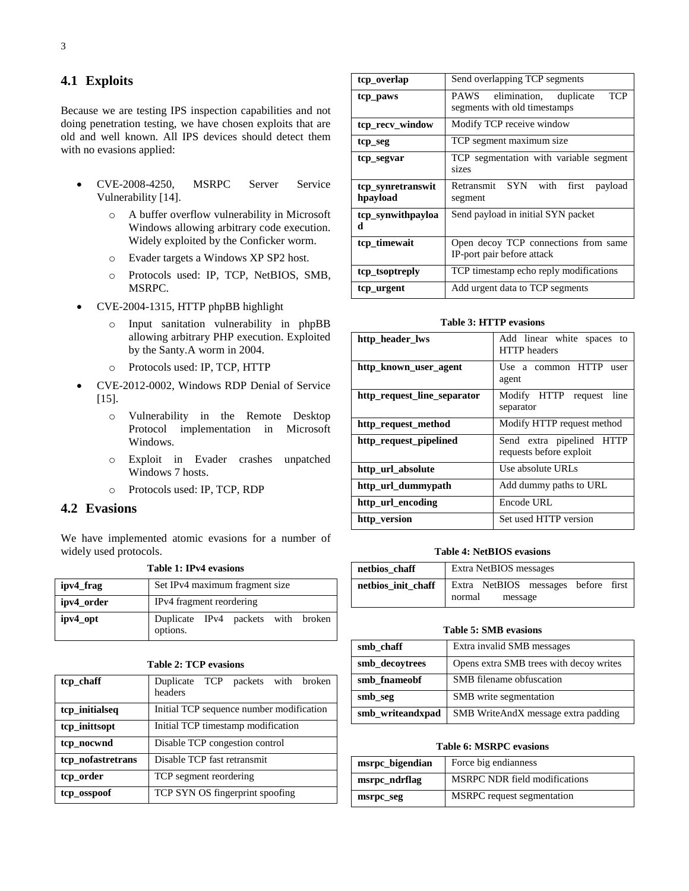## 4.1 Exploits

Because we are testing IPS inspection capabilities and not doing penetration testing, we have chosen exploits that are old and well known. All IPS devices should detect them with no evasions applied:

- CVE-2008-4250, MSRPC Server Service Vulnerability [14].
  - A buffer overflow vulnerability in Microsoft Windows allowing arbitrary code execution. Widely exploited by the Conficker worm.
  - Evader targets a Windows XP SP2 host.
  - Protocols used: IP, TCP, NetBIOS, SMB, MSRPC.
- CVE-2004-1315, HTTP phpBB highlight
  - Input sanitation vulnerability in phpBB allowing arbitrary PHP execution. Exploited by the Santy.A worm in 2004.
  - Protocols used: IP, TCP, HTTP
- CVE-2012-0002, Windows RDP Denial of Service [15].
  - Vulnerability in the Remote Desktop Protocol implementation in Microsoft Windows.
  - Exploit in Evader crashes unpatched Windows 7 hosts.
  - Protocols used: IP, TCP, RDP

## 4.2 Evasions

We have implemented atomic evasions for a number of widely used protocols.

**Table 1: IPv4 evasions**

| | |
|---|---|
| **ipv4_frag** | Set IPv4 maximum fragment size |
| **ipv4_order** | IPv4 fragment reordering |
| **ipv4_opt** | Duplicate IPv4 packets with broken options. |

**Table 2: TCP evasions**

| | |
|---|---|
| **tcp_chaff** | Duplicate TCP packets with broken headers |
| **tcp_initialseq** | Initial TCP sequence number modification |
| **tcp_inittsopt** | Initial TCP timestamp modification |
| **tcp_nocwnd** | Disable TCP congestion control |
| **tcp_nofastretrans** | Disable TCP fast retransmit |
| **tcp_order** | TCP segment reordering |
| **tcp_osspoof** | TCP SYN OS fingerprint spoofing |
| **tcp_overlap** | Send overlapping TCP segments |
| **tcp_paws** | PAWS elimination, duplicate TCP segments with old timestamps |
| **tcp_recv_window** | Modify TCP receive window |
| **tcp_seg** | TCP segment maximum size |
| **tcp_segvar** | TCP segmentation with variable segment sizes |
| **tcp_synretranswithpayload** | Retransmit SYN with first payload segment |
| **tcp_synwithpayload** | Send payload in initial SYN packet |
| **tcp_timewait** | Open decoy TCP connections from same IP-port pair before attack |
| **tcp_tsoptreply** | TCP timestamp echo reply modifications |
| **tcp_urgent** | Add urgent data to TCP segments |

**Table 3: HTTP evasions**

| | |
|---|---|
| **http_header_lws** | Add linear white spaces to HTTP headers |
| **http_known_user_agent** | Use a common HTTP user agent |
| **http_request_line_separator** | Modify HTTP request line separator |
| **http_request_method** | Modify HTTP request method |
| **http_request_pipelined** | Send extra pipelined HTTP requests before exploit |
| **http_url_absolute** | Use absolute URLs |
| **http_url_dummypath** | Add dummy paths to URL |
| **http_url_encoding** | Encode URL |
| **http_version** | Set used HTTP version |

**Table 4: NetBIOS evasions**

| | |
|---|---|
| **netbios_chaff** | Extra NetBIOS messages |
| **netbios_init_chaff** | Extra NetBIOS messages before first normal message |

**Table 5: SMB evasions**

| | |
|---|---|
| **smb_chaff** | Extra invalid SMB messages |
| **smb_decoytrees** | Opens extra SMB trees with decoy writes |
| **smb_fnameobf** | SMB filename obfuscation |
| **smb_seg** | SMB write segmentation |
| **smb_writeandxpad** | SMB WriteAndX message extra padding |

**Table 6: MSRPC evasions**

| | |
|---|---|
| **msrpc_bigendian** | Force big endianness |
| **msrpc_ndrflag** | MSRPC NDR field modifications |
| **msrpc_seg** | MSRPC request segmentation |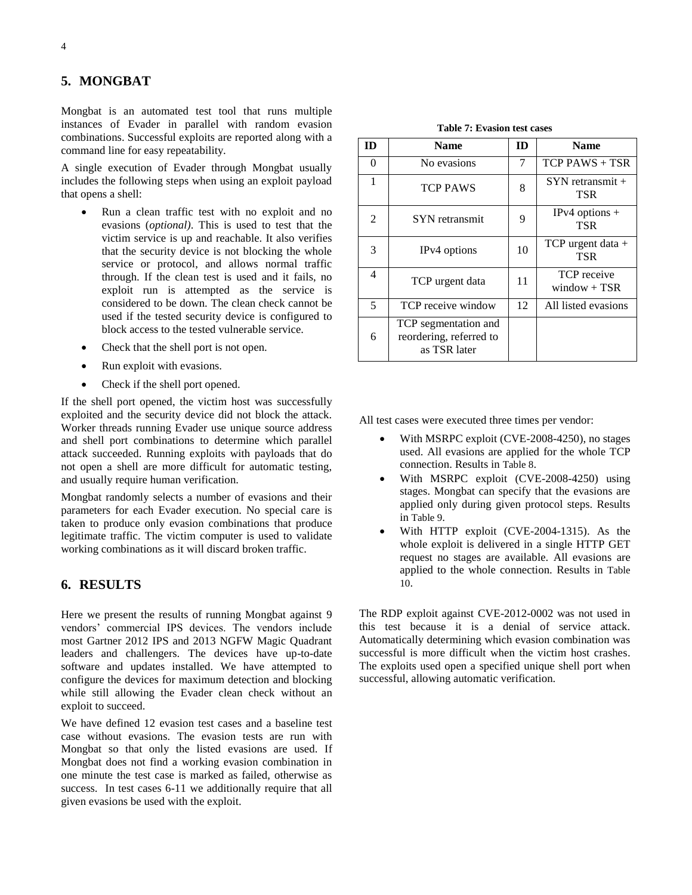## 5. MONGBAT

Mongbat is an automated test tool that runs multiple instances of Evader in parallel with random evasion combinations. Successful exploits are reported along with a command line for easy repeatability.

A single execution of Evader through Mongbat usually includes the following steps when using an exploit payload that opens a shell:

- Run a clean traffic test with no exploit and no evasions (*optional)*. This is used to test that the victim service is up and reachable. It also verifies that the security device is not blocking the whole service or protocol, and allows normal traffic through. If the clean test is used and it fails, no exploit run is attempted as the service is considered to be down. The clean check cannot be used if the tested security device is configured to block access to the tested vulnerable service.
- Check that the shell port is not open.
- Run exploit with evasions.
- Check if the shell port opened.

If the shell port opened, the victim host was successfully exploited and the security device did not block the attack. Worker threads running Evader use unique source address and shell port combinations to determine which parallel attack succeeded. Running exploits with payloads that do not open a shell are more difficult for automatic testing, and usually require human verification.

Mongbat randomly selects a number of evasions and their parameters for each Evader execution. No special care is taken to produce only evasion combinations that produce legitimate traffic. The victim computer is used to validate working combinations as it will discard broken traffic.

## 6. RESULTS

Here we present the results of running Mongbat against 9 vendors' commercial IPS devices. The vendors include most Gartner 2012 IPS and 2013 NGFW Magic Quadrant leaders and challengers. The devices have up-to-date software and updates installed. We have attempted to configure the devices for maximum detection and blocking while still allowing the Evader clean check without an exploit to succeed.

We have defined 12 evasion test cases and a baseline test case without evasions. The evasion tests are run with Mongbat so that only the listed evasions are used. If Mongbat does not find a working evasion combination in one minute the test case is marked as failed, otherwise as success. In test cases 6-11 we additionally require that all given evasions be used with the exploit.

**Table 7: Evasion test cases**

| ID | Name | ID | Name |
|---|---|---|---|
| 0 | No evasions | 7 | TCP PAWS + TSR |
| 1 | TCP PAWS | 8 | SYN retransmit + TSR |
| 2 | SYN retransmit | 9 | IPv4 options + TSR |
| 3 | IPv4 options | 10 | TCP urgent data + TSR |
| 4 | TCP urgent data | 11 | TCP receive window + TSR |
| 5 | TCP receive window | 12 | All listed evasions |
| 6 | TCP segmentation and reordering, referred to as TSR later | | |

All test cases were executed three times per vendor:

- With MSRPC exploit (CVE-2008-4250), no stages used. All evasions are applied for the whole TCP connection. Results in Table 8.
- With MSRPC exploit (CVE-2008-4250) using stages. Mongbat can specify that the evasions are applied only during given protocol steps. Results in Table 9.
- With HTTP exploit (CVE-2004-1315). As the whole exploit is delivered in a single HTTP GET request no stages are available. All evasions are applied to the whole connection. Results in Table 10.

The RDP exploit against CVE-2012-0002 was not used in this test because it is a denial of service attack. Automatically determining which evasion combination was successful is more difficult when the victim host crashes. The exploits used open a specified unique shell port when successful, allowing automatic verification.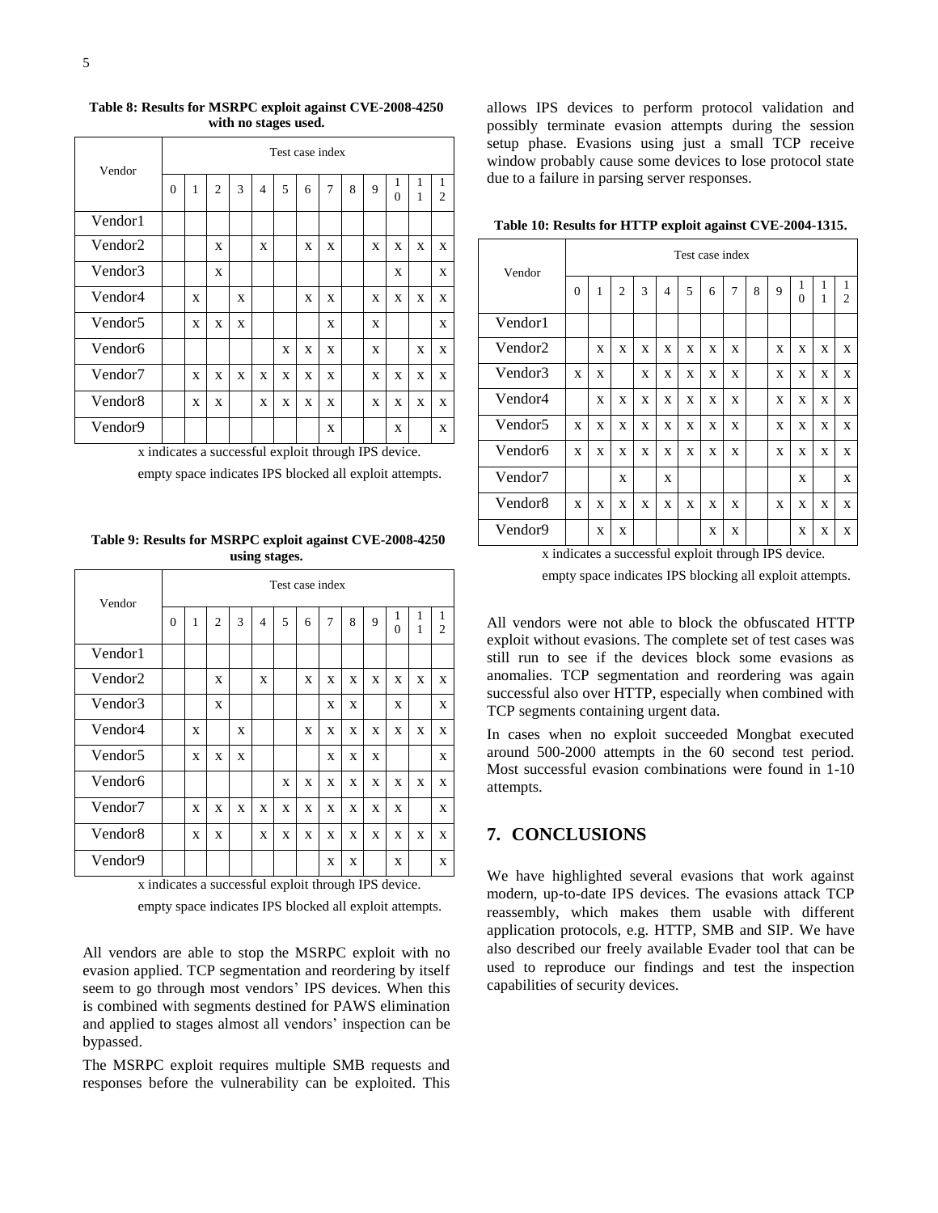**Table 8: Results for MSRPC exploit against CVE-2008-4250 with no stages used.**

| Vendor | Test case index | | | | | | | | | | | | |
|---|---|---|---|---|---|---|---|---|---|---|---|---|---|
| | 0 | 1 | 2 | 3 | 4 | 5 | 6 | 7 | 8 | 9 | 10 | 11 | 12 |
| Vendor1 | | | | | | | | | | | | | |
| Vendor2 | | | x | | x | | x | x | | x | x | x | x |
| Vendor3 | | | x | | | | | | | | x | | x |
| Vendor4 | | x | | x | | | x | x | | x | x | x | x |
| Vendor5 | | x | x | x | | | | x | | x | | | x |
| Vendor6 | | | | | | x | x | x | | x | | x | x |
| Vendor7 | | x | x | x | x | x | x | x | | x | x | x | x |
| Vendor8 | | x | x | | x | x | x | x | | x | x | x | x |
| Vendor9 | | | | | | | | x | | | x | | x |

x indicates a successful exploit through IPS device.

empty space indicates IPS blocked all exploit attempts.

**Table 9: Results for MSRPC exploit against CVE-2008-4250 using stages.**

| Vendor | Test case index | | | | | | | | | | | | |
|---|---|---|---|---|---|---|---|---|---|---|---|---|---|
| | 0 | 1 | 2 | 3 | 4 | 5 | 6 | 7 | 8 | 9 | 10 | 11 | 12 |
| Vendor1 | | | | | | | | | | | | | |
| Vendor2 | | | x | | x | | x | x | x | x | x | x | x |
| Vendor3 | | | x | | | | | x | x | | x | | x |
| Vendor4 | | x | | x | | | x | x | x | x | x | x | x |
| Vendor5 | | x | x | x | | | | x | x | x | | | x |
| Vendor6 | | | | | | x | x | x | x | x | x | x | x |
| Vendor7 | | x | x | x | x | x | x | x | x | x | x | | x |
| Vendor8 | | x | x | | x | x | x | x | x | x | x | x | x |
| Vendor9 | | | | | | | | x | x | | x | | x |

x indicates a successful exploit through IPS device.

empty space indicates IPS blocked all exploit attempts.

All vendors are able to stop the MSRPC exploit with no evasion applied. TCP segmentation and reordering by itself seem to go through most vendors' IPS devices. When this is combined with segments destined for PAWS elimination and applied to stages almost all vendors' inspection can be bypassed.

The MSRPC exploit requires multiple SMB requests and responses before the vulnerability can be exploited. This allows IPS devices to perform protocol validation and possibly terminate evasion attempts during the session setup phase. Evasions using just a small TCP receive window probably cause some devices to lose protocol state due to a failure in parsing server responses.

**Table 10: Results for HTTP exploit against CVE-2004-1315.**

| Vendor | Test case index | | | | | | | | | | | | |
|---|---|---|---|---|---|---|---|---|---|---|---|---|---|
| | 0 | 1 | 2 | 3 | 4 | 5 | 6 | 7 | 8 | 9 | 10 | 11 | 12 |
| Vendor1 | | | | | | | | | | | | | |
| Vendor2 | | x | x | x | x | x | x | x | | x | x | x | x |
| Vendor3 | x | x | | x | x | x | x | x | | x | x | x | x |
| Vendor4 | | x | x | x | x | x | x | x | | x | x | x | x |
| Vendor5 | x | x | x | x | x | x | x | x | | x | x | x | x |
| Vendor6 | x | x | x | x | x | x | x | x | | x | x | x | x |
| Vendor7 | | | x | | x | | | | | | x | | x |
| Vendor8 | x | x | x | x | x | x | x | x | | x | x | x | x |
| Vendor9 | | x | x | | | | x | x | | | x | x | x |

x indicates a successful exploit through IPS device.

empty space indicates IPS blocking all exploit attempts.

All vendors were not able to block the obfuscated HTTP exploit without evasions. The complete set of test cases was still run to see if the devices block some evasions as anomalies. TCP segmentation and reordering was again successful also over HTTP, especially when combined with TCP segments containing urgent data.

In cases when no exploit succeeded Mongbat executed around 500-2000 attempts in the 60 second test period. Most successful evasion combinations were found in 1-10 attempts.

## 7. CONCLUSIONS

We have highlighted several evasions that work against modern, up-to-date IPS devices. The evasions attack TCP reassembly, which makes them usable with different application protocols, e.g. HTTP, SMB and SIP. We have also described our freely available Evader tool that can be used to reproduce our findings and test the inspection capabilities of security devices.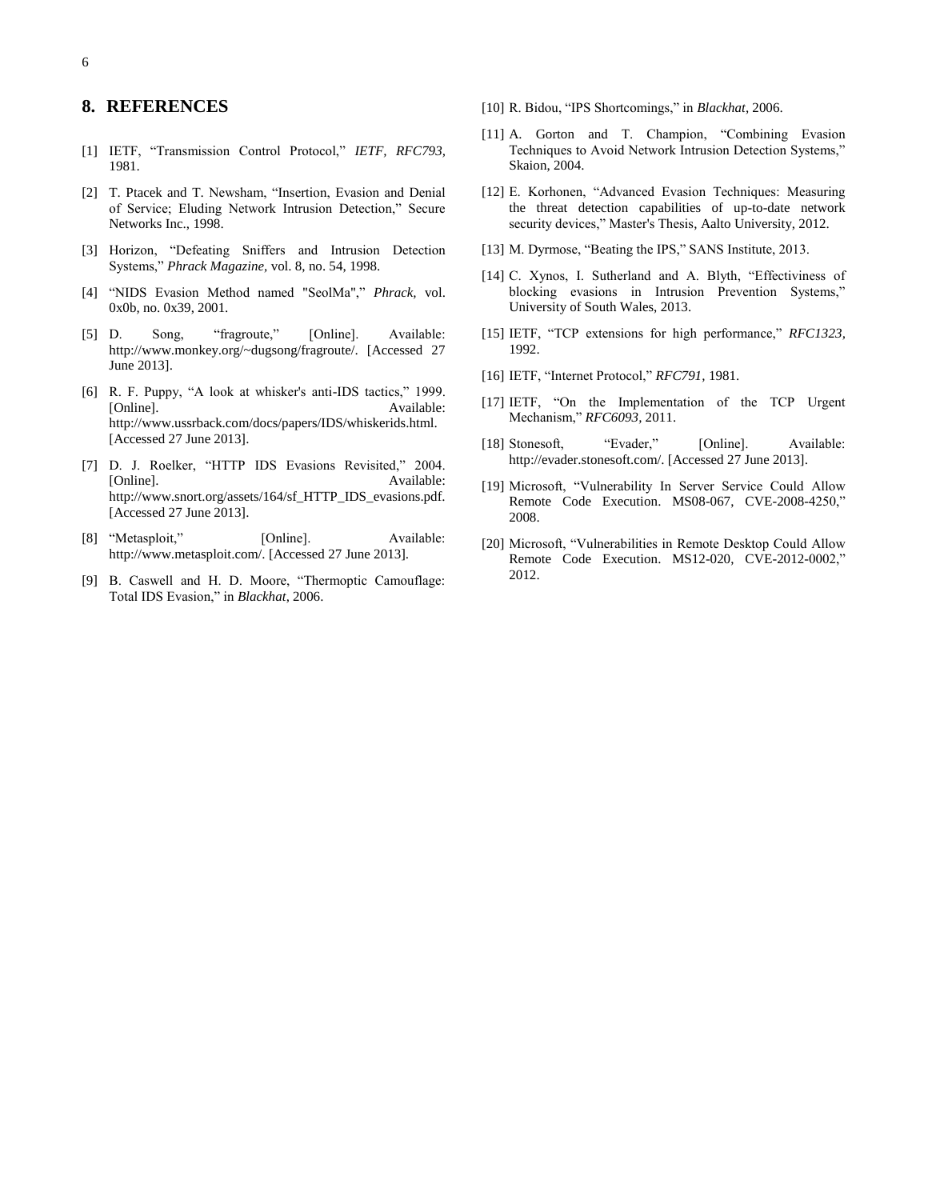## 8. REFERENCES

[1] IETF, "Transmission Control Protocol," *IETF, RFC793*, 1981.

[2] T. Ptacek and T. Newsham, "Insertion, Evasion and Denial of Service; Eluding Network Intrusion Detection," Secure Networks Inc., 1998.

[3] Horizon, "Defeating Sniffers and Intrusion Detection Systems," *Phrack Magazine*, vol. 8, no. 54, 1998.

[4] "NIDS Evasion Method named "SeolMa"," *Phrack*, vol. 0x0b, no. 0x39, 2001.

[5] D. Song, "fragroute," [Online]. Available: http://www.monkey.org/~dugsong/fragroute/. [Accessed 27 June 2013].

[6] R. F. Puppy, "A look at whisker's anti-IDS tactics," 1999. [Online]. Available: http://www.ussrback.com/docs/papers/IDS/whiskerids.html. [Accessed 27 June 2013].

[7] D. J. Roelker, "HTTP IDS Evasions Revisited," 2004. [Online]. Available: http://www.snort.org/assets/164/sf_HTTP_IDS_evasions.pdf. [Accessed 27 June 2013].

[8] "Metasploit," [Online]. Available: http://www.metasploit.com/. [Accessed 27 June 2013].

[9] B. Caswell and H. D. Moore, "Thermoptic Camouflage: Total IDS Evasion," in *Blackhat*, 2006.

[10] R. Bidou, "IPS Shortcomings," in *Blackhat*, 2006.

[11] A. Gorton and T. Champion, "Combining Evasion Techniques to Avoid Network Intrusion Detection Systems," Skaion, 2004.

[12] E. Korhonen, "Advanced Evasion Techniques: Measuring the threat detection capabilities of up-to-date network security devices," Master's Thesis, Aalto University, 2012.

[13] M. Dyrmose, "Beating the IPS," SANS Institute, 2013.

[14] C. Xynos, I. Sutherland and A. Blyth, "Effectiviness of blocking evasions in Intrusion Prevention Systems," University of South Wales, 2013.

[15] IETF, "TCP extensions for high performance," *RFC1323*, 1992.

[16] IETF, "Internet Protocol," *RFC791*, 1981.

[17] IETF, "On the Implementation of the TCP Urgent Mechanism," *RFC6093*, 2011.

[18] Stonesoft, "Evader," [Online]. Available: http://evader.stonesoft.com/. [Accessed 27 June 2013].

[19] Microsoft, "Vulnerability In Server Service Could Allow Remote Code Execution. MS08-067, CVE-2008-4250," 2008.

[20] Microsoft, "Vulnerabilities in Remote Desktop Could Allow Remote Code Execution. MS12-020, CVE-2012-0002," 2012.